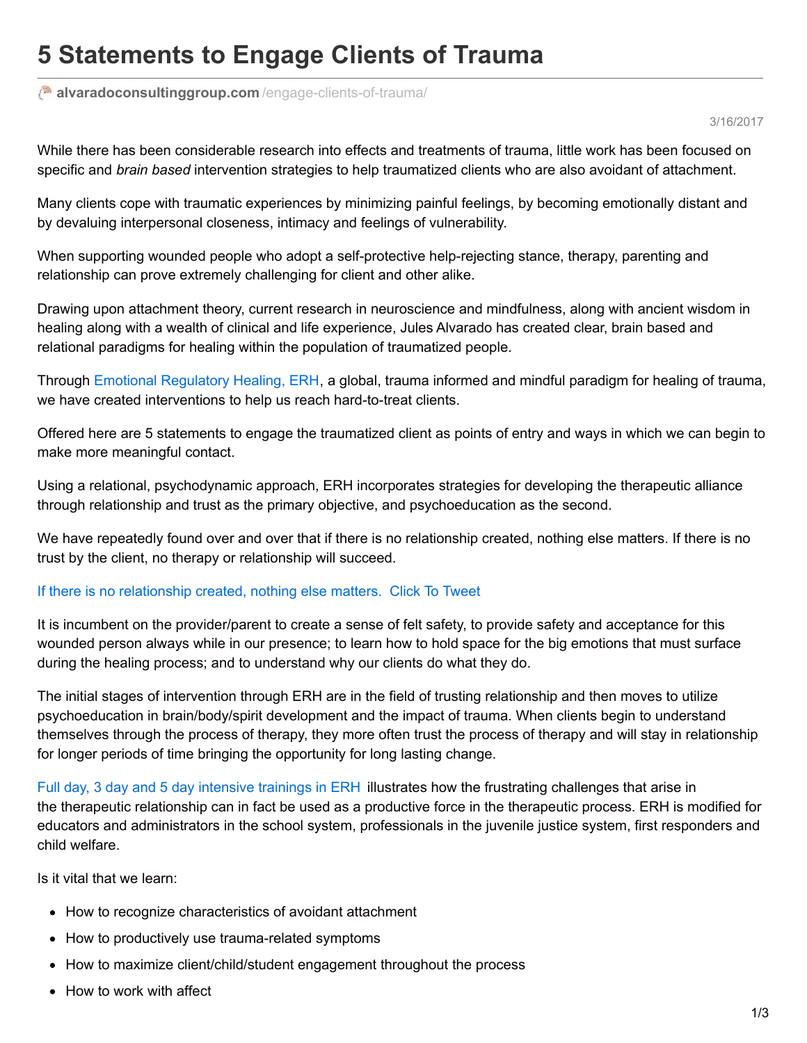# 5 Statements to Engage Clients of Trauma

**alvaradoconsultinggroup.com**/engage-clients-of-trauma/

3/16/2017

While there has been considerable research into effects and treatments of trauma, little work has been focused on specific and *brain based* intervention strategies to help traumatized clients who are also avoidant of attachment.

Many clients cope with traumatic experiences by minimizing painful feelings, by becoming emotionally distant and by devaluing interpersonal closeness, intimacy and feelings of vulnerability.

When supporting wounded people who adopt a self-protective help-rejecting stance, therapy, parenting and relationship can prove extremely challenging for client and other alike.

Drawing upon attachment theory, current research in neuroscience and mindfulness, along with ancient wisdom in healing along with a wealth of clinical and life experience, Jules Alvarado has created clear, brain based and relational paradigms for healing within the population of traumatized people.

Through Emotional Regulatory Healing, ERH, a global, trauma informed and mindful paradigm for healing of trauma, we have created interventions to help us reach hard-to-treat clients.

Offered here are 5 statements to engage the traumatized client as points of entry and ways in which we can begin to make more meaningful contact.

Using a relational, psychodynamic approach, ERH incorporates strategies for developing the therapeutic alliance through relationship and trust as the primary objective, and psychoeducation as the second.

We have repeatedly found over and over that if there is no relationship created, nothing else matters. If there is no trust by the client, no therapy or relationship will succeed.

If there is no relationship created, nothing else matters. Click To Tweet

It is incumbent on the provider/parent to create a sense of felt safety, to provide safety and acceptance for this wounded person always while in our presence; to learn how to hold space for the big emotions that must surface during the healing process; and to understand why our clients do what they do.

The initial stages of intervention through ERH are in the field of trusting relationship and then moves to utilize psychoeducation in brain/body/spirit development and the impact of trauma. When clients begin to understand themselves through the process of therapy, they more often trust the process of therapy and will stay in relationship for longer periods of time bringing the opportunity for long lasting change.

Full day, 3 day and 5 day intensive trainings in ERH illustrates how the frustrating challenges that arise in the therapeutic relationship can in fact be used as a productive force in the therapeutic process. ERH is modified for educators and administrators in the school system, professionals in the juvenile justice system, first responders and child welfare.

Is it vital that we learn:

- How to recognize characteristics of avoidant attachment
- How to productively use trauma-related symptoms
- How to maximize client/child/student engagement throughout the process
- How to work with affect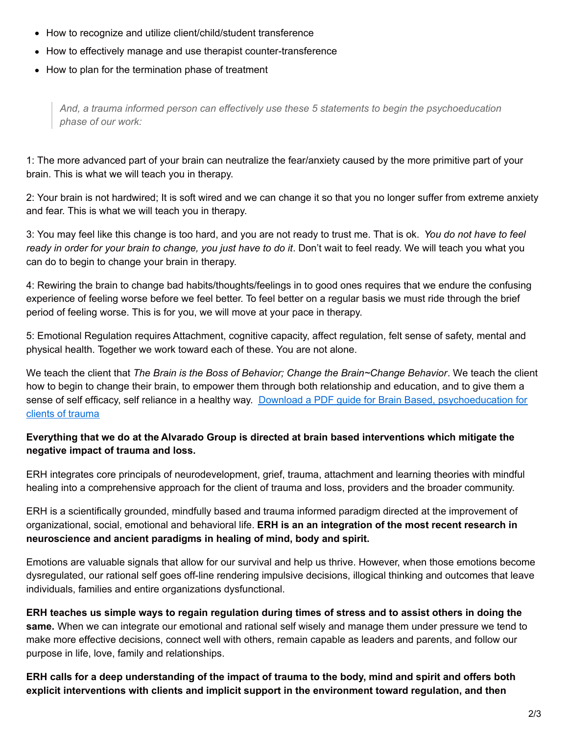- How to recognize and utilize client/child/student transference
- How to effectively manage and use therapist counter-transference
- How to plan for the termination phase of treatment

> *And, a trauma informed person can effectively use these 5 statements to begin the psychoeducation phase of our work:*

1: The more advanced part of your brain can neutralize the fear/anxiety caused by the more primitive part of your brain. This is what we will teach you in therapy.

2: Your brain is not hardwired; It is soft wired and we can change it so that you no longer suffer from extreme anxiety and fear. This is what we will teach you in therapy.

3: You may feel like this change is too hard, and you are not ready to trust me. That is ok. *You do not have to feel ready in order for your brain to change, you just have to do it*. Don't wait to feel ready. We will teach you what you can do to begin to change your brain in therapy.

4: Rewiring the brain to change bad habits/thoughts/feelings in to good ones requires that we endure the confusing experience of feeling worse before we feel better. To feel better on a regular basis we must ride through the brief period of feeling worse. This is for you, we will move at your pace in therapy.

5: Emotional Regulation requires Attachment, cognitive capacity, affect regulation, felt sense of safety, mental and physical health. Together we work toward each of these. You are not alone.

We teach the client that *The Brain is the Boss of Behavior; Change the Brain~Change Behavior*. We teach the client how to begin to change their brain, to empower them through both relationship and education, and to give them a sense of self efficacy, self reliance in a healthy way. [Download a PDF guide for Brain Based, psychoeducation for clients of trauma]

**Everything that we do at the Alvarado Group is directed at brain based interventions which mitigate the negative impact of trauma and loss.**

ERH integrates core principals of neurodevelopment, grief, trauma, attachment and learning theories with mindful healing into a comprehensive approach for the client of trauma and loss, providers and the broader community.

ERH is a scientifically grounded, mindfully based and trauma informed paradigm directed at the improvement of organizational, social, emotional and behavioral life. **ERH is an an integration of the most recent research in neuroscience and ancient paradigms in healing of mind, body and spirit.**

Emotions are valuable signals that allow for our survival and help us thrive. However, when those emotions become dysregulated, our rational self goes off-line rendering impulsive decisions, illogical thinking and outcomes that leave individuals, families and entire organizations dysfunctional.

**ERH teaches us simple ways to regain regulation during times of stress and to assist others in doing the same.** When we can integrate our emotional and rational self wisely and manage them under pressure we tend to make more effective decisions, connect well with others, remain capable as leaders and parents, and follow our purpose in life, love, family and relationships.

**ERH calls for a deep understanding of the impact of trauma to the body, mind and spirit and offers both explicit interventions with clients and implicit support in the environment toward regulation, and then**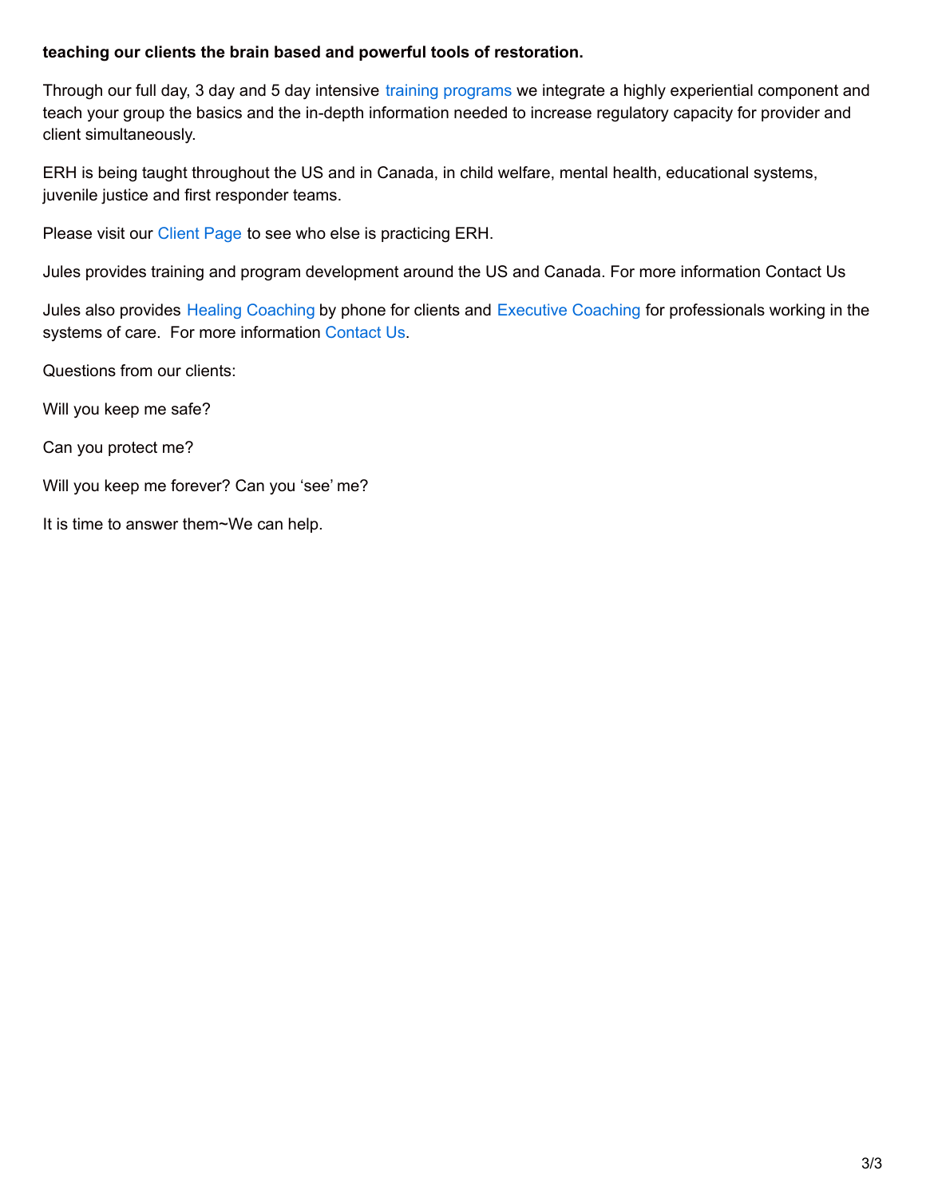**teaching our clients the brain based and powerful tools of restoration.**

Through our full day, 3 day and 5 day intensive training programs we integrate a highly experiential component and teach your group the basics and the in-depth information needed to increase regulatory capacity for provider and client simultaneously.

ERH is being taught throughout the US and in Canada, in child welfare, mental health, educational systems, juvenile justice and first responder teams.

Please visit our Client Page to see who else is practicing ERH.

Jules provides training and program development around the US and Canada. For more information Contact Us

Jules also provides Healing Coaching by phone for clients and Executive Coaching for professionals working in the systems of care.  For more information Contact Us.

Questions from our clients:

Will you keep me safe?

Can you protect me?

Will you keep me forever? Can you 'see' me?

It is time to answer them~We can help.